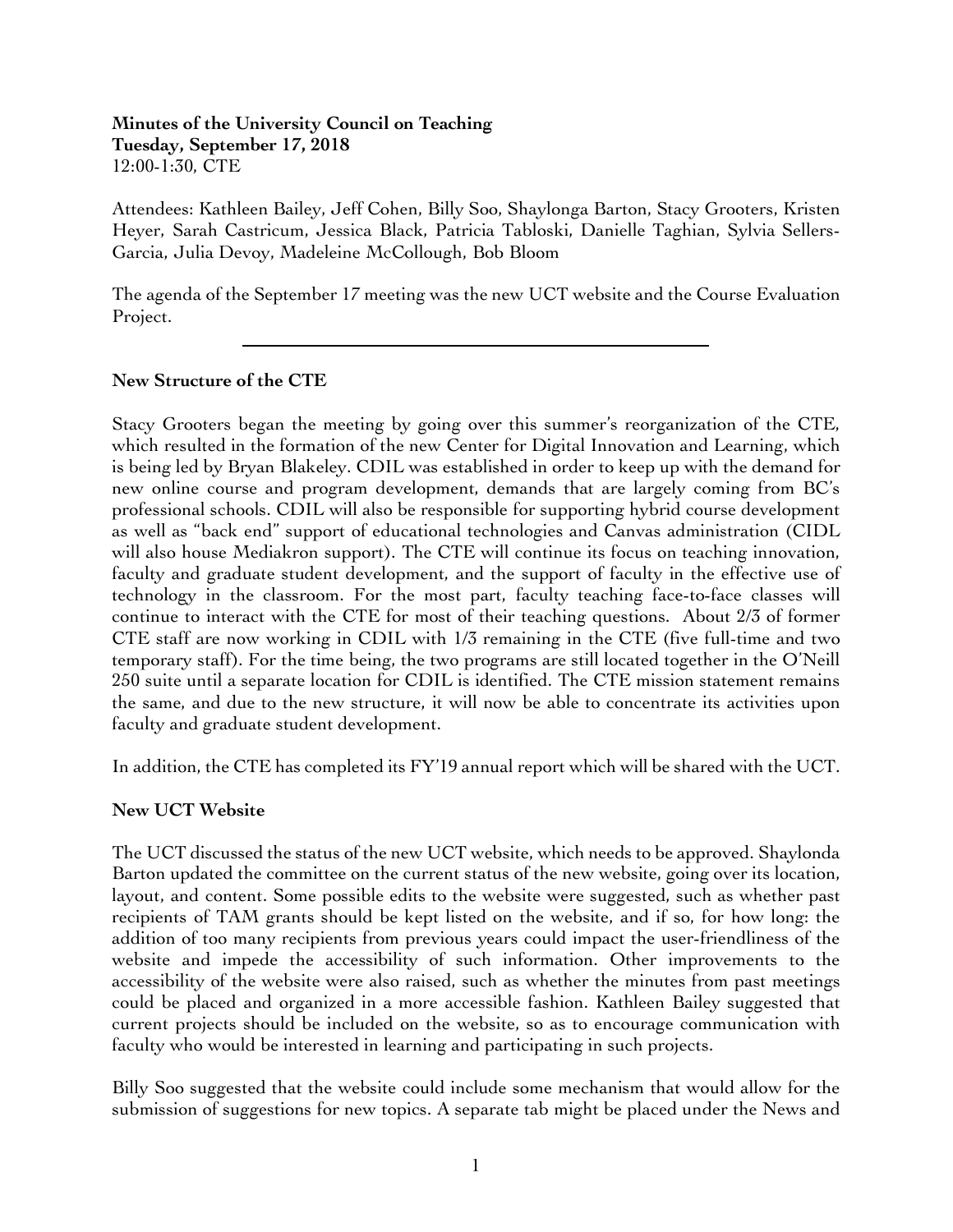**Minutes of the University Council on Teaching**
**Tuesday, September 17, 2018**
12:00-1:30, CTE

Attendees: Kathleen Bailey, Jeff Cohen, Billy Soo, Shaylonga Barton, Stacy Grooters, Kristen Heyer, Sarah Castricum, Jessica Black, Patricia Tabloski, Danielle Taghian, Sylvia Sellers-Garcia, Julia Devoy, Madeleine McCollough, Bob Bloom

The agenda of the September 17 meeting was the new UCT website and the Course Evaluation Project.

---

**New Structure of the CTE**

Stacy Grooters began the meeting by going over this summer's reorganization of the CTE, which resulted in the formation of the new Center for Digital Innovation and Learning, which is being led by Bryan Blakeley. CDIL was established in order to keep up with the demand for new online course and program development, demands that are largely coming from BC's professional schools. CDIL will also be responsible for supporting hybrid course development as well as "back end" support of educational technologies and Canvas administration (CIDL will also house Mediakron support). The CTE will continue its focus on teaching innovation, faculty and graduate student development, and the support of faculty in the effective use of technology in the classroom. For the most part, faculty teaching face-to-face classes will continue to interact with the CTE for most of their teaching questions. About 2/3 of former CTE staff are now working in CDIL with 1/3 remaining in the CTE (five full-time and two temporary staff). For the time being, the two programs are still located together in the O'Neill 250 suite until a separate location for CDIL is identified. The CTE mission statement remains the same, and due to the new structure, it will now be able to concentrate its activities upon faculty and graduate student development.

In addition, the CTE has completed its FY'19 annual report which will be shared with the UCT.

**New UCT Website**

The UCT discussed the status of the new UCT website, which needs to be approved. Shaylonda Barton updated the committee on the current status of the new website, going over its location, layout, and content. Some possible edits to the website were suggested, such as whether past recipients of TAM grants should be kept listed on the website, and if so, for how long: the addition of too many recipients from previous years could impact the user-friendliness of the website and impede the accessibility of such information. Other improvements to the accessibility of the website were also raised, such as whether the minutes from past meetings could be placed and organized in a more accessible fashion. Kathleen Bailey suggested that current projects should be included on the website, so as to encourage communication with faculty who would be interested in learning and participating in such projects.

Billy Soo suggested that the website could include some mechanism that would allow for the submission of suggestions for new topics. A separate tab might be placed under the News and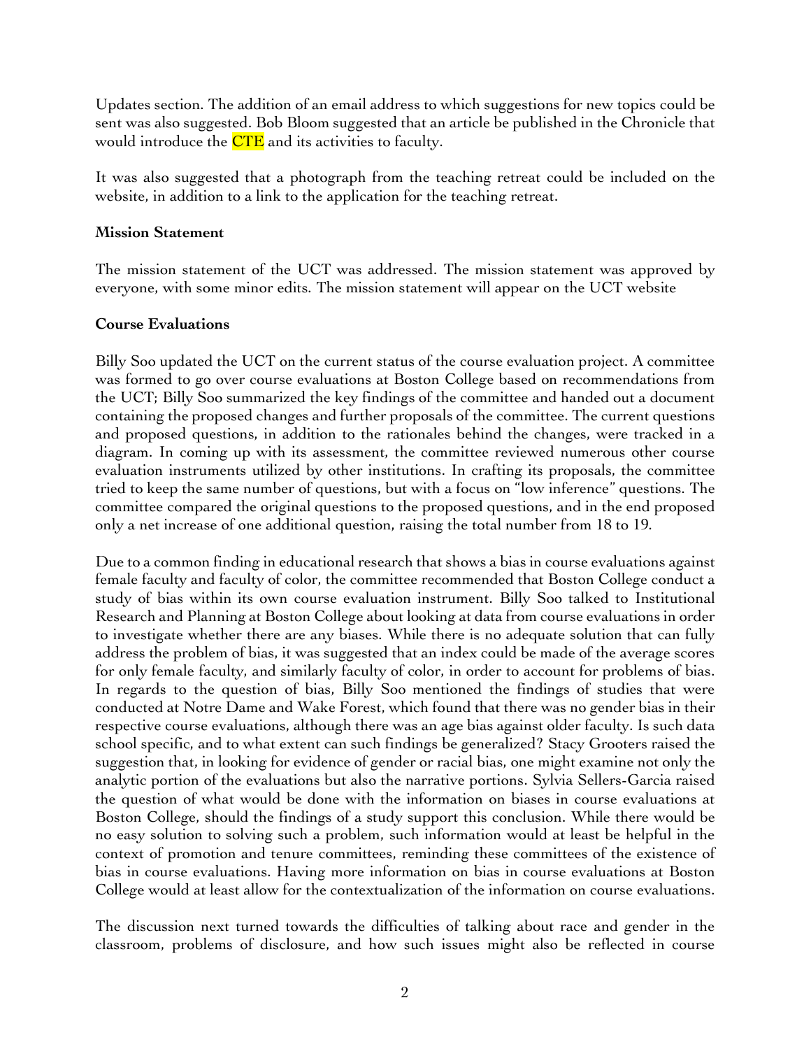Updates section. The addition of an email address to which suggestions for new topics could be sent was also suggested. Bob Bloom suggested that an article be published in the Chronicle that would introduce the CTE and its activities to faculty.

It was also suggested that a photograph from the teaching retreat could be included on the website, in addition to a link to the application for the teaching retreat.

**Mission Statement**

The mission statement of the UCT was addressed. The mission statement was approved by everyone, with some minor edits. The mission statement will appear on the UCT website

**Course Evaluations**

Billy Soo updated the UCT on the current status of the course evaluation project. A committee was formed to go over course evaluations at Boston College based on recommendations from the UCT; Billy Soo summarized the key findings of the committee and handed out a document containing the proposed changes and further proposals of the committee. The current questions and proposed questions, in addition to the rationales behind the changes, were tracked in a diagram. In coming up with its assessment, the committee reviewed numerous other course evaluation instruments utilized by other institutions. In crafting its proposals, the committee tried to keep the same number of questions, but with a focus on "low inference" questions. The committee compared the original questions to the proposed questions, and in the end proposed only a net increase of one additional question, raising the total number from 18 to 19.

Due to a common finding in educational research that shows a bias in course evaluations against female faculty and faculty of color, the committee recommended that Boston College conduct a study of bias within its own course evaluation instrument. Billy Soo talked to Institutional Research and Planning at Boston College about looking at data from course evaluations in order to investigate whether there are any biases. While there is no adequate solution that can fully address the problem of bias, it was suggested that an index could be made of the average scores for only female faculty, and similarly faculty of color, in order to account for problems of bias. In regards to the question of bias, Billy Soo mentioned the findings of studies that were conducted at Notre Dame and Wake Forest, which found that there was no gender bias in their respective course evaluations, although there was an age bias against older faculty. Is such data school specific, and to what extent can such findings be generalized? Stacy Grooters raised the suggestion that, in looking for evidence of gender or racial bias, one might examine not only the analytic portion of the evaluations but also the narrative portions. Sylvia Sellers-Garcia raised the question of what would be done with the information on biases in course evaluations at Boston College, should the findings of a study support this conclusion. While there would be no easy solution to solving such a problem, such information would at least be helpful in the context of promotion and tenure committees, reminding these committees of the existence of bias in course evaluations. Having more information on bias in course evaluations at Boston College would at least allow for the contextualization of the information on course evaluations.

The discussion next turned towards the difficulties of talking about race and gender in the classroom, problems of disclosure, and how such issues might also be reflected in course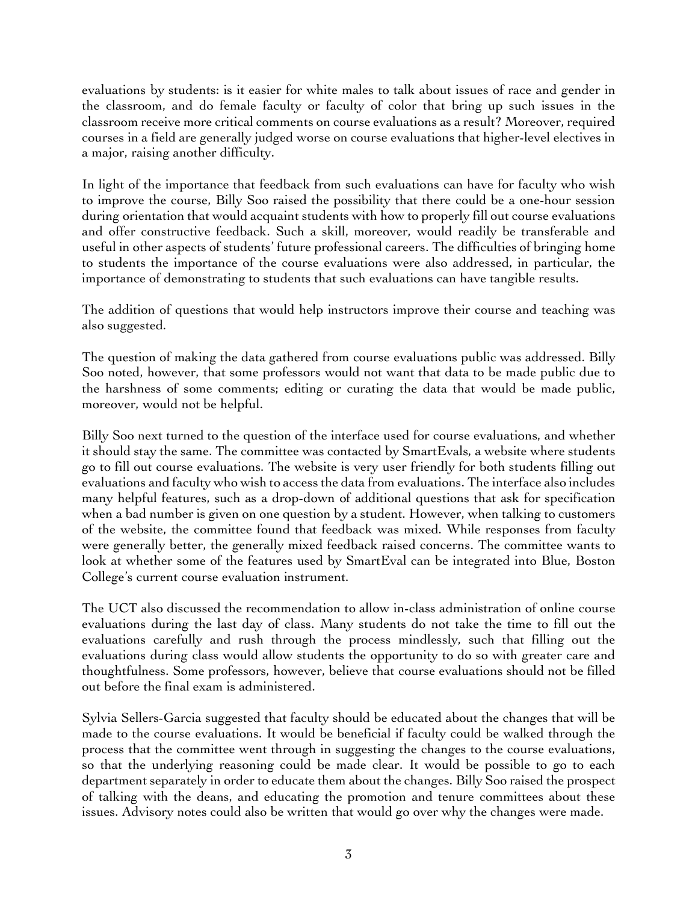evaluations by students: is it easier for white males to talk about issues of race and gender in the classroom, and do female faculty or faculty of color that bring up such issues in the classroom receive more critical comments on course evaluations as a result? Moreover, required courses in a field are generally judged worse on course evaluations that higher-level electives in a major, raising another difficulty.

In light of the importance that feedback from such evaluations can have for faculty who wish to improve the course, Billy Soo raised the possibility that there could be a one-hour session during orientation that would acquaint students with how to properly fill out course evaluations and offer constructive feedback. Such a skill, moreover, would readily be transferable and useful in other aspects of students' future professional careers. The difficulties of bringing home to students the importance of the course evaluations were also addressed, in particular, the importance of demonstrating to students that such evaluations can have tangible results.

The addition of questions that would help instructors improve their course and teaching was also suggested.

The question of making the data gathered from course evaluations public was addressed. Billy Soo noted, however, that some professors would not want that data to be made public due to the harshness of some comments; editing or curating the data that would be made public, moreover, would not be helpful.

Billy Soo next turned to the question of the interface used for course evaluations, and whether it should stay the same. The committee was contacted by SmartEvals, a website where students go to fill out course evaluations. The website is very user friendly for both students filling out evaluations and faculty who wish to access the data from evaluations. The interface also includes many helpful features, such as a drop-down of additional questions that ask for specification when a bad number is given on one question by a student. However, when talking to customers of the website, the committee found that feedback was mixed. While responses from faculty were generally better, the generally mixed feedback raised concerns. The committee wants to look at whether some of the features used by SmartEval can be integrated into Blue, Boston College's current course evaluation instrument.

The UCT also discussed the recommendation to allow in-class administration of online course evaluations during the last day of class. Many students do not take the time to fill out the evaluations carefully and rush through the process mindlessly, such that filling out the evaluations during class would allow students the opportunity to do so with greater care and thoughtfulness. Some professors, however, believe that course evaluations should not be filled out before the final exam is administered.

Sylvia Sellers-Garcia suggested that faculty should be educated about the changes that will be made to the course evaluations. It would be beneficial if faculty could be walked through the process that the committee went through in suggesting the changes to the course evaluations, so that the underlying reasoning could be made clear. It would be possible to go to each department separately in order to educate them about the changes. Billy Soo raised the prospect of talking with the deans, and educating the promotion and tenure committees about these issues. Advisory notes could also be written that would go over why the changes were made.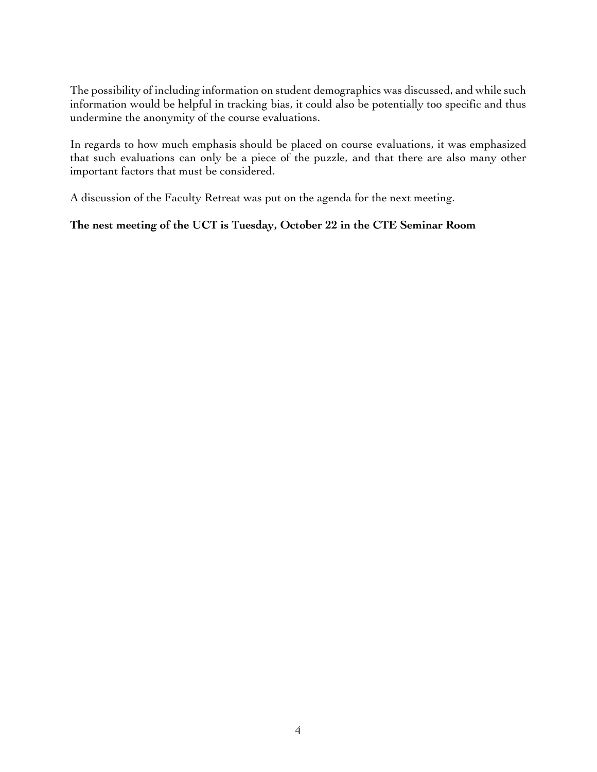The possibility of including information on student demographics was discussed, and while such information would be helpful in tracking bias, it could also be potentially too specific and thus undermine the anonymity of the course evaluations.

In regards to how much emphasis should be placed on course evaluations, it was emphasized that such evaluations can only be a piece of the puzzle, and that there are also many other important factors that must be considered.

A discussion of the Faculty Retreat was put on the agenda for the next meeting.

**The nest meeting of the UCT is Tuesday, October 22 in the CTE Seminar Room**